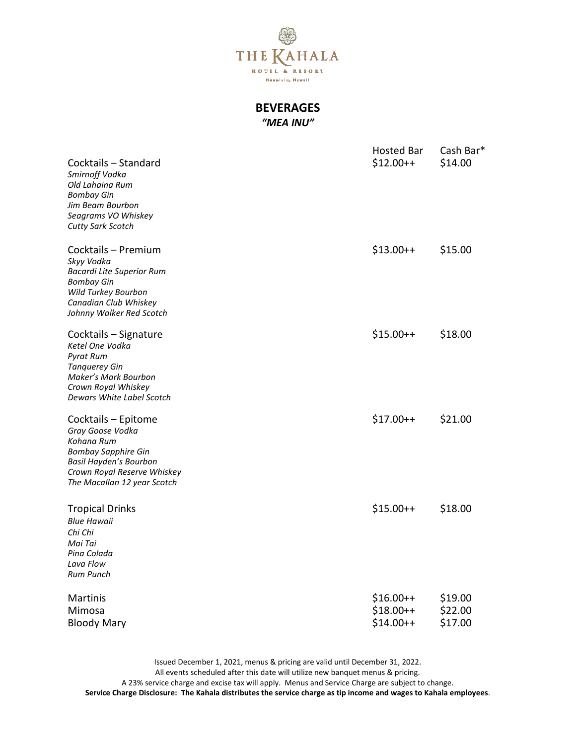THE KAHALA
HOTEL & RESORT
Honolulu, Hawaii

# BEVERAGES
## *"MEA INU"*

| | Hosted Bar | Cash Bar* |
|---|---|---|
| Cocktails – Standard<br>*Smirnoff Vodka*<br>*Old Lahaina Rum*<br>*Bombay Gin*<br>*Jim Beam Bourbon*<br>*Seagrams VO Whiskey*<br>*Cutty Sark Scotch* | $12.00++ | $14.00 |
| Cocktails – Premium<br>*Skyy Vodka*<br>*Bacardi Lite Superior Rum*<br>*Bombay Gin*<br>*Wild Turkey Bourbon*<br>*Canadian Club Whiskey*<br>*Johnny Walker Red Scotch* | $13.00++ | $15.00 |
| Cocktails – Signature<br>*Ketel One Vodka*<br>*Pyrat Rum*<br>*Tanquerey Gin*<br>*Maker's Mark Bourbon*<br>*Crown Royal Whiskey*<br>*Dewars White Label Scotch* | $15.00++ | $18.00 |
| Cocktails – Epitome<br>*Gray Goose Vodka*<br>*Kohana Rum*<br>*Bombay Sapphire Gin*<br>*Basil Hayden's Bourbon*<br>*Crown Royal Reserve Whiskey*<br>*The Macallan 12 year Scotch* | $17.00++ | $21.00 |
| Tropical Drinks<br>*Blue Hawaii*<br>*Chi Chi*<br>*Mai Tai*<br>*Pina Colada*<br>*Lava Flow*<br>*Rum Punch* | $15.00++ | $18.00 |
| Martinis | $16.00++ | $19.00 |
| Mimosa | $18.00++ | $22.00 |
| Bloody Mary | $14.00++ | $17.00 |

Issued December 1, 2021, menus & pricing are valid until December 31, 2022.
All events scheduled after this date will utilize new banquet menus & pricing.
A 23% service charge and excise tax will apply. Menus and Service Charge are subject to change.
**Service Charge Disclosure: The Kahala distributes the service charge as tip income and wages to Kahala employees**.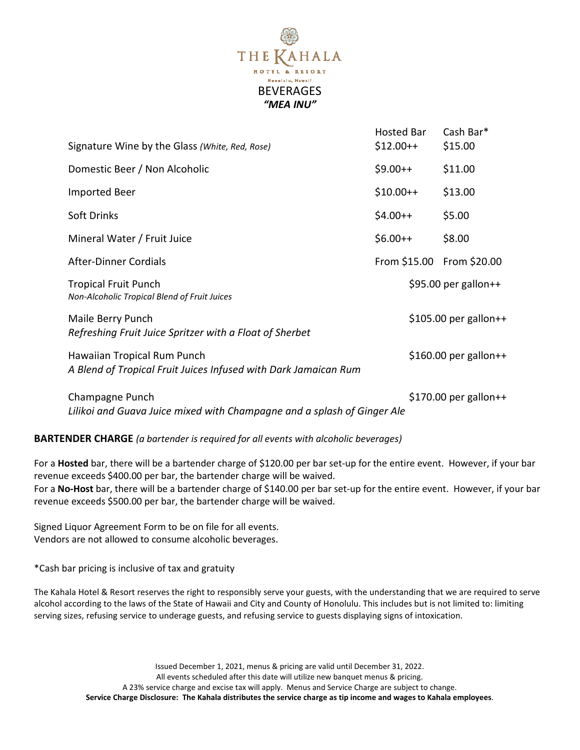THE KAHALA
HOTEL & RESORT
Honolulu, Hawaii

# BEVERAGES
## *"MEA INU"*

| | Hosted Bar | Cash Bar* |
|---|---|---|
| Signature Wine by the Glass *(White, Red, Rose)* | $12.00++ | $15.00 |
| Domestic Beer / Non Alcoholic | $9.00++ | $11.00 |
| Imported Beer | $10.00++ | $13.00 |
| Soft Drinks | $4.00++ | $5.00 |
| Mineral Water / Fruit Juice | $6.00++ | $8.00 |
| After-Dinner Cordials | From $15.00 | From $20.00 |

Tropical Fruit Punch — $95.00 per gallon++
*Non-Alcoholic Tropical Blend of Fruit Juices*

Maile Berry Punch — $105.00 per gallon++
*Refreshing Fruit Juice Spritzer with a Float of Sherbet*

Hawaiian Tropical Rum Punch — $160.00 per gallon++
*A Blend of Tropical Fruit Juices Infused with Dark Jamaican Rum*

Champagne Punch — $170.00 per gallon++
*Lilikoi and Guava Juice mixed with Champagne and a splash of Ginger Ale*

**BARTENDER CHARGE** *(a bartender is required for all events with alcoholic beverages)*

For a **Hosted** bar, there will be a bartender charge of $120.00 per bar set-up for the entire event. However, if your bar revenue exceeds $400.00 per bar, the bartender charge will be waived.
For a **No-Host** bar, there will be a bartender charge of $140.00 per bar set-up for the entire event. However, if your bar revenue exceeds $500.00 per bar, the bartender charge will be waived.

Signed Liquor Agreement Form to be on file for all events.
Vendors are not allowed to consume alcoholic beverages.

*Cash bar pricing is inclusive of tax and gratuity

The Kahala Hotel & Resort reserves the right to responsibly serve your guests, with the understanding that we are required to serve alcohol according to the laws of the State of Hawaii and City and County of Honolulu. This includes but is not limited to: limiting serving sizes, refusing service to underage guests, and refusing service to guests displaying signs of intoxication.

Issued December 1, 2021, menus & pricing are valid until December 31, 2022.
All events scheduled after this date will utilize new banquet menus & pricing.
A 23% service charge and excise tax will apply. Menus and Service Charge are subject to change.
**Service Charge Disclosure: The Kahala distributes the service charge as tip income and wages to Kahala employees**.